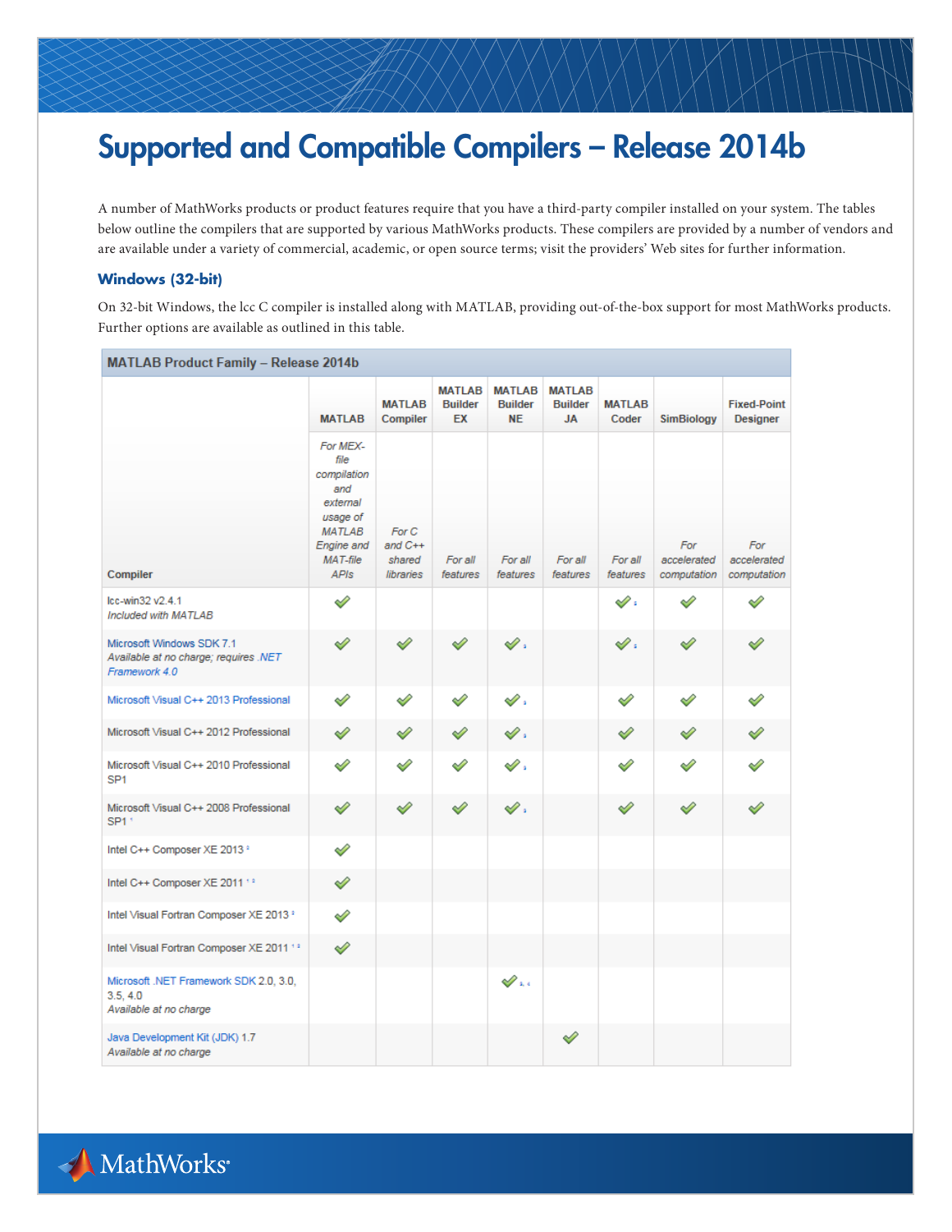# Supported and Compatible Compilers – Release 2014b

A number of MathWorks products or product features require that you have a third-party compiler installed on your system. The tables below outline the compilers that are supported by various MathWorks products. These compilers are provided by a number of vendors and are available under a variety of commercial, academic, or open source terms; visit the providers' Web sites for further information.

### Windows (32-bit)

On 32-bit Windows, the lcc C compiler is installed along with MATLAB, providing out-of-the-box support for most MathWorks products. Further options are available as outlined in this table.

**MATLAB Product Family – Release 2014b**

| Compiler | MATLAB | MATLAB Compiler | MATLAB Builder EX | MATLAB Builder NE | MATLAB Builder JA | MATLAB Coder | SimBiology | Fixed-Point Designer |
|---|---|---|---|---|---|---|---|---|
| | *For MEX-file compilation and external usage of MATLAB Engine and MAT-file APIs* | *For C and C++ shared libraries* | *For all features* | *For all features* | *For all features* | *For all features* | *For accelerated computation* | *For accelerated computation* |
| lcc-win32 v2.4.1 *Included with MATLAB* | ✓ | | | | | ✓ [5] | ✓ | ✓ |
| Microsoft Windows SDK 7.1 *Available at no charge; requires .NET Framework 4.0* | ✓ | ✓ | ✓ | ✓ [3] | | ✓ [5] | ✓ | ✓ |
| Microsoft Visual C++ 2013 Professional | ✓ | ✓ | ✓ | ✓ [3] | | ✓ | ✓ | ✓ |
| Microsoft Visual C++ 2012 Professional | ✓ | ✓ | ✓ | ✓ [3] | | ✓ | ✓ | ✓ |
| Microsoft Visual C++ 2010 Professional SP1 | ✓ | ✓ | ✓ | ✓ [3] | | ✓ | ✓ | ✓ |
| Microsoft Visual C++ 2008 Professional SP1 [1] | ✓ | ✓ | ✓ | ✓ [3] | | ✓ | ✓ | ✓ |
| Intel C++ Composer XE 2013 [2] | ✓ | | | | | | | |
| Intel C++ Composer XE 2011 [1 2] | ✓ | | | | | | | |
| Intel Visual Fortran Composer XE 2013 [2] | ✓ | | | | | | | |
| Intel Visual Fortran Composer XE 2011 [1 2] | ✓ | | | | | | | |
| Microsoft .NET Framework SDK 2.0, 3.0, 3.5, 4.0 *Available at no charge* | | | | ✓ [3, 4] | | | | |
| Java Development Kit (JDK) 1.7 *Available at no charge* | | | | | ✓ | | | |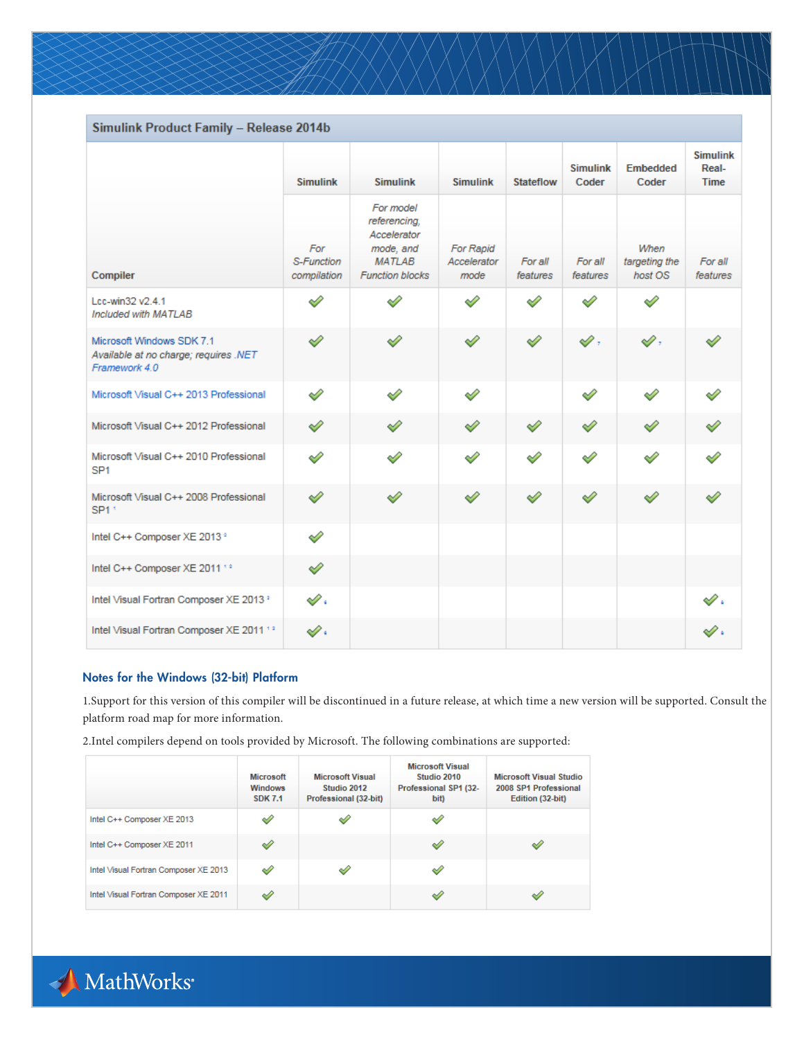| Simulink Product Family – Release 2014b | | | | | | | |
|---|---|---|---|---|---|---|---|
| | Simulink | Simulink | Simulink | Stateflow | Simulink Coder | Embedded Coder | Simulink Real-Time |
| Compiler | *For S-Function compilation* | *For model referencing, Accelerator mode, and MATLAB Function blocks* | *For Rapid Accelerator mode* | *For all features* | *For all features* | *When targeting the host OS* | *For all features* |
| Lcc-win32 v2.4.1 *Included with MATLAB* | ✓ | ✓ | ✓ | ✓ | ✓ | ✓ | |
| Microsoft Windows SDK 7.1 *Available at no charge; requires .NET Framework 4.0* | ✓ | ✓ | ✓ | ✓ | ✓ [7] | ✓ [7] | ✓ |
| Microsoft Visual C++ 2013 Professional | ✓ | ✓ | ✓ | | ✓ | ✓ | ✓ |
| Microsoft Visual C++ 2012 Professional | ✓ | ✓ | ✓ | ✓ | ✓ | ✓ | ✓ |
| Microsoft Visual C++ 2010 Professional SP1 | ✓ | ✓ | ✓ | ✓ | ✓ | ✓ | ✓ |
| Microsoft Visual C++ 2008 Professional SP1 [1] | ✓ | ✓ | ✓ | ✓ | ✓ | ✓ | ✓ |
| Intel C++ Composer XE 2013 [2] | ✓ | | | | | | |
| Intel C++ Composer XE 2011 [1, 2] | ✓ | | | | | | |
| Intel Visual Fortran Composer XE 2013 [2] | ✓ [4] | | | | | | ✓ [4] |
| Intel Visual Fortran Composer XE 2011 [1, 2] | ✓ [4] | | | | | | ✓ [4] |

## Notes for the Windows (32-bit) Platform

1.Support for this version of this compiler will be discontinued in a future release, at which time a new version will be supported. Consult the platform road map for more information.

2.Intel compilers depend on tools provided by Microsoft. The following combinations are supported:

| | Microsoft Windows SDK 7.1 | Microsoft Visual Studio 2012 Professional (32-bit) | Microsoft Visual Studio 2010 Professional SP1 (32-bit) | Microsoft Visual Studio 2008 SP1 Professional Edition (32-bit) |
|---|---|---|---|---|
| Intel C++ Composer XE 2013 | ✓ | ✓ | ✓ | |
| Intel C++ Composer XE 2011 | ✓ | | ✓ | ✓ |
| Intel Visual Fortran Composer XE 2013 | ✓ | ✓ | ✓ | |
| Intel Visual Fortran Composer XE 2011 | ✓ | | ✓ | ✓ |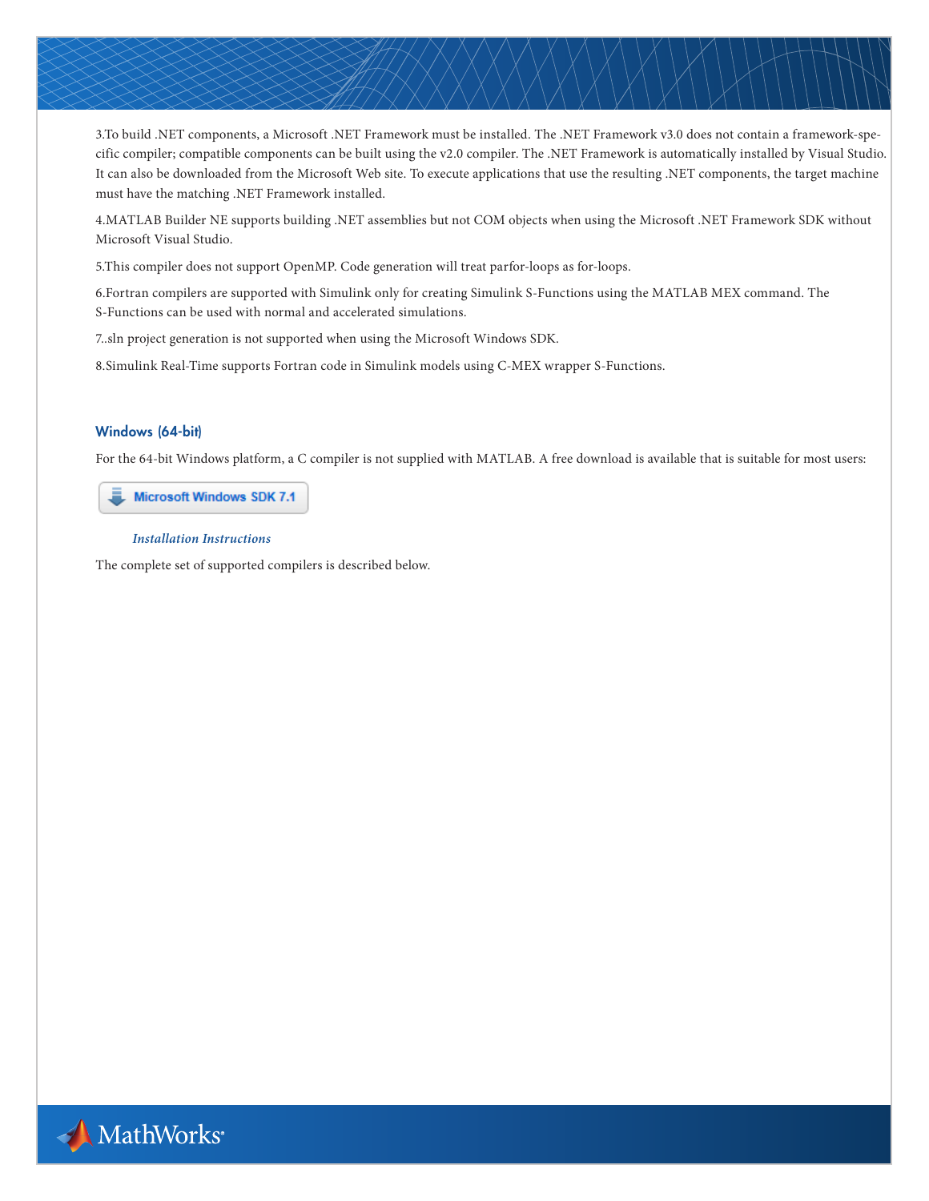3.To build .NET components, a Microsoft .NET Framework must be installed. The .NET Framework v3.0 does not contain a framework-specific compiler; compatible components can be built using the v2.0 compiler. The .NET Framework is automatically installed by Visual Studio. It can also be downloaded from the Microsoft Web site. To execute applications that use the resulting .NET components, the target machine must have the matching .NET Framework installed.

4.MATLAB Builder NE supports building .NET assemblies but not COM objects when using the Microsoft .NET Framework SDK without Microsoft Visual Studio.

5.This compiler does not support OpenMP. Code generation will treat parfor-loops as for-loops.

6.Fortran compilers are supported with Simulink only for creating Simulink S-Functions using the MATLAB MEX command. The S-Functions can be used with normal and accelerated simulations.

7..sln project generation is not supported when using the Microsoft Windows SDK.

8.Simulink Real-Time supports Fortran code in Simulink models using C-MEX wrapper S-Functions.

### Windows (64-bit)

For the 64-bit Windows platform, a C compiler is not supplied with MATLAB. A free download is available that is suitable for most users:

Microsoft Windows SDK 7.1

*Installation Instructions*

The complete set of supported compilers is described below.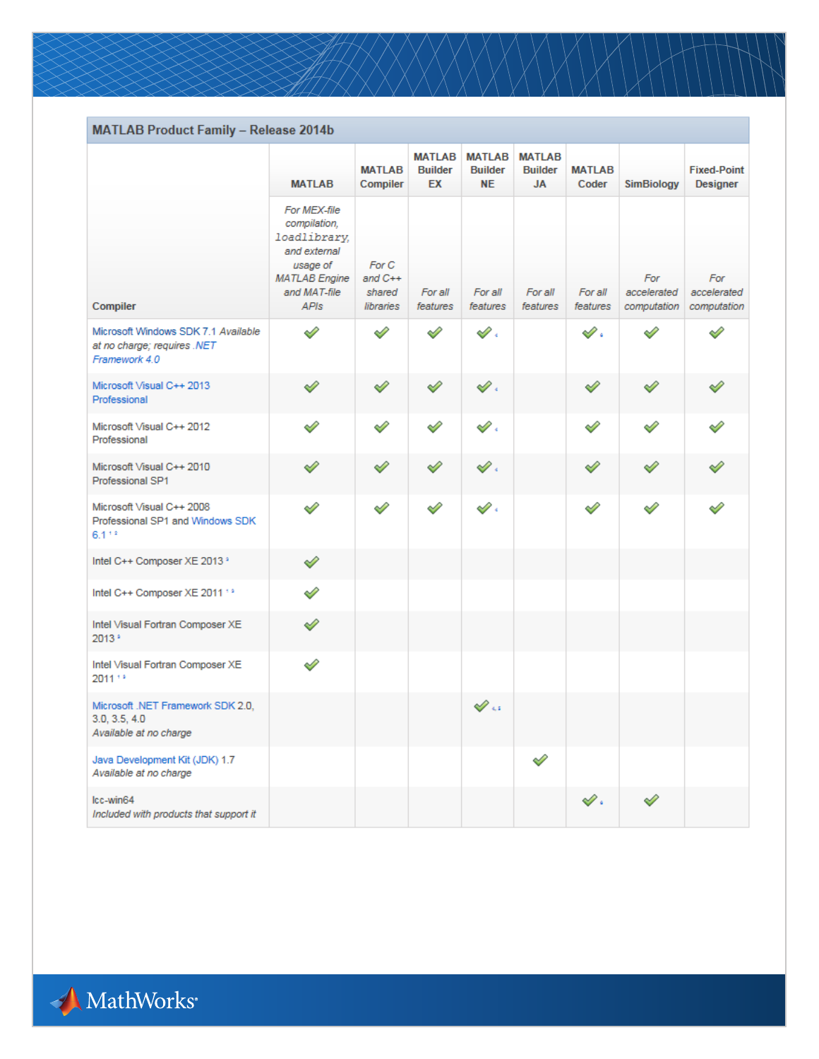## MATLAB Product Family – Release 2014b

| Compiler | MATLAB | MATLAB Compiler | MATLAB Builder EX | MATLAB Builder NE | MATLAB Builder JA | MATLAB Coder | SimBiology | Fixed-Point Designer |
|---|---|---|---|---|---|---|---|---|
| | *For MEX-file compilation,* `loadlibrary`*, and external usage of MATLAB Engine and MAT-file APIs* | *For C and C++ shared libraries* | *For all features* | *For all features* | *For all features* | *For all features* | *For accelerated computation* | *For accelerated computation* |
| Microsoft Windows SDK 7.1 *Available at no charge; requires .NET Framework 4.0* | ✓ | ✓ | ✓ | ✓ [4] | | ✓ [6] | ✓ | ✓ |
| Microsoft Visual C++ 2013 Professional | ✓ | ✓ | ✓ | ✓ [4] | | ✓ | ✓ | ✓ |
| Microsoft Visual C++ 2012 Professional | ✓ | ✓ | ✓ | ✓ [4] | | ✓ | ✓ | ✓ |
| Microsoft Visual C++ 2010 Professional SP1 | ✓ | ✓ | ✓ | ✓ [4] | | ✓ | ✓ | ✓ |
| Microsoft Visual C++ 2008 Professional SP1 and Windows SDK 6.1 [1,2] | ✓ | ✓ | ✓ | ✓ [4] | | ✓ | ✓ | ✓ |
| Intel C++ Composer XE 2013 [3] | ✓ | | | | | | | |
| Intel C++ Composer XE 2011 [1,3] | ✓ | | | | | | | |
| Intel Visual Fortran Composer XE 2013 [3] | ✓ | | | | | | | |
| Intel Visual Fortran Composer XE 2011 [1,3] | ✓ | | | | | | | |
| Microsoft .NET Framework SDK 2.0, 3.0, 3.5, 4.0 *Available at no charge* | | | | ✓ [4,5] | | | | |
| Java Development Kit (JDK) 1.7 *Available at no charge* | | | | | ✓ | | | |
| lcc-win64 *Included with products that support it* | | | | | | ✓ [6] | ✓ | |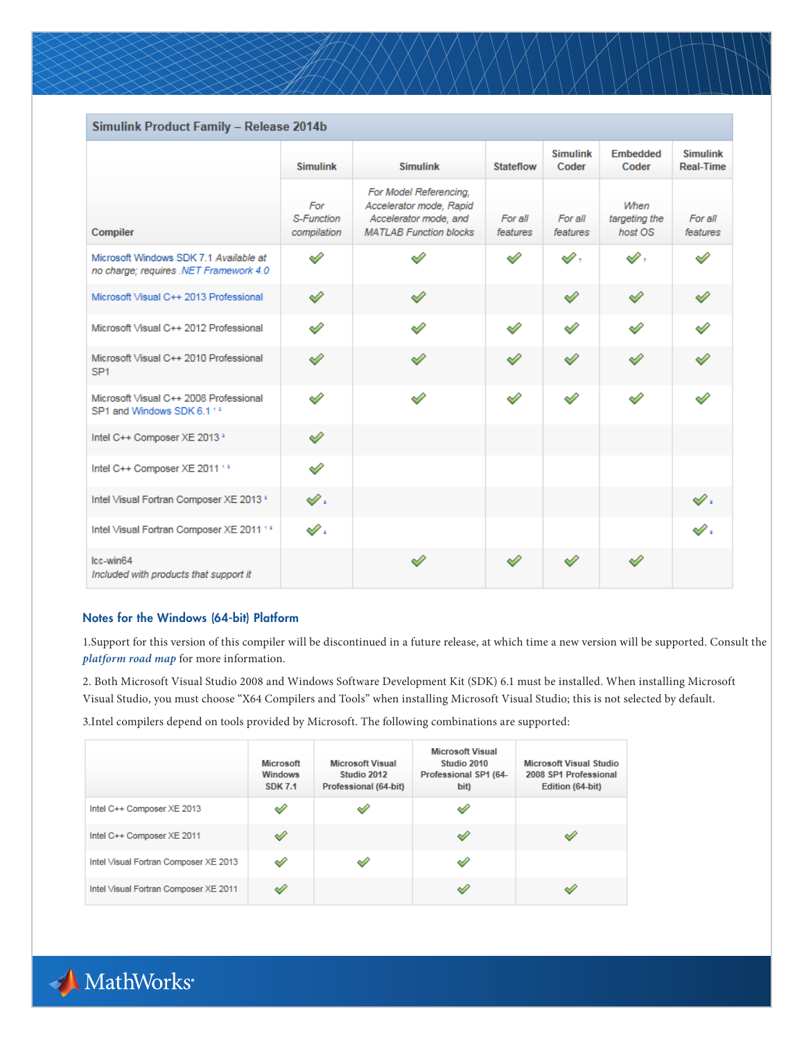| Simulink Product Family – Release 2014b | | | | | | |
|---|---|---|---|---|---|---|
| Compiler | Simulink | Simulink | Stateflow | Simulink Coder | Embedded Coder | Simulink Real-Time |
| | *For S-Function compilation* | *For Model Referencing, Accelerator mode, Rapid Accelerator mode, and MATLAB Function blocks* | *For all features* | *For all features* | *When targeting the host OS* | *For all features* |
| Microsoft Windows SDK 7.1 *Available at no charge; requires .NET Framework 4.0* | ✓ | ✓ | ✓ | ✓ [7] | ✓ [7] | ✓ |
| Microsoft Visual C++ 2013 Professional | ✓ | ✓ | | ✓ | ✓ | ✓ |
| Microsoft Visual C++ 2012 Professional | ✓ | ✓ | ✓ | ✓ | ✓ | ✓ |
| Microsoft Visual C++ 2010 Professional SP1 | ✓ | ✓ | ✓ | ✓ | ✓ | ✓ |
| Microsoft Visual C++ 2008 Professional SP1 and Windows SDK 6.1 [1,2] | ✓ | ✓ | ✓ | ✓ | ✓ | ✓ |
| Intel C++ Composer XE 2013 [3] | ✓ | | | | | |
| Intel C++ Composer XE 2011 [1,3] | ✓ | | | | | |
| Intel Visual Fortran Composer XE 2013 [3] | ✓ [4] | | | | | ✓ [8] |
| Intel Visual Fortran Composer XE 2011 [1,3] | ✓ [4] | | | | | ✓ [8] |
| lcc-win64 *Included with products that support it* | | ✓ | ✓ | ✓ | ✓ | |

## Notes for the Windows (64-bit) Platform

1.Support for this version of this compiler will be discontinued in a future release, at which time a new version will be supported. Consult the *platform road map* for more information.

2. Both Microsoft Visual Studio 2008 and Windows Software Development Kit (SDK) 6.1 must be installed. When installing Microsoft Visual Studio, you must choose "X64 Compilers and Tools" when installing Microsoft Visual Studio; this is not selected by default.

3.Intel compilers depend on tools provided by Microsoft. The following combinations are supported:

| | Microsoft Windows SDK 7.1 | Microsoft Visual Studio 2012 Professional (64-bit) | Microsoft Visual Studio 2010 Professional SP1 (64-bit) | Microsoft Visual Studio 2008 SP1 Professional Edition (64-bit) |
|---|---|---|---|---|
| Intel C++ Composer XE 2013 | ✓ | ✓ | ✓ | |
| Intel C++ Composer XE 2011 | ✓ | | ✓ | ✓ |
| Intel Visual Fortran Composer XE 2013 | ✓ | ✓ | ✓ | |
| Intel Visual Fortran Composer XE 2011 | ✓ | | ✓ | ✓ |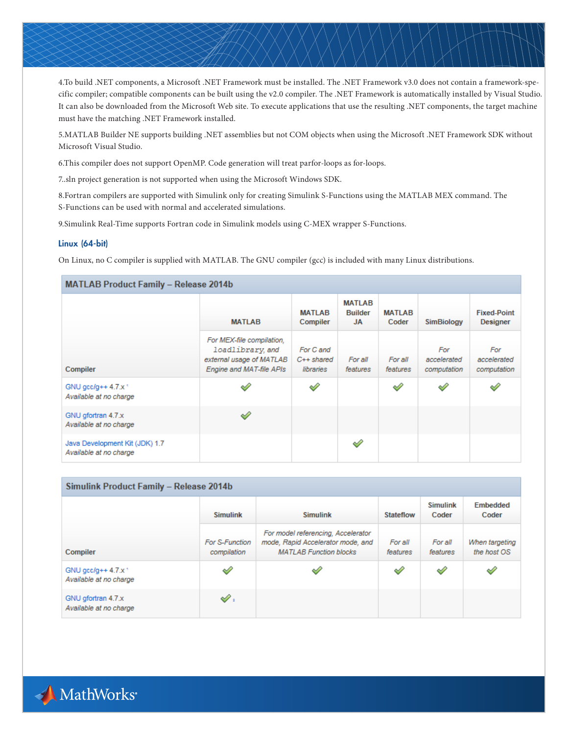4.To build .NET components, a Microsoft .NET Framework must be installed. The .NET Framework v3.0 does not contain a framework-specific compiler; compatible components can be built using the v2.0 compiler. The .NET Framework is automatically installed by Visual Studio. It can also be downloaded from the Microsoft Web site. To execute applications that use the resulting .NET components, the target machine must have the matching .NET Framework installed.

5.MATLAB Builder NE supports building .NET assemblies but not COM objects when using the Microsoft .NET Framework SDK without Microsoft Visual Studio.

6.This compiler does not support OpenMP. Code generation will treat parfor-loops as for-loops.

7..sln project generation is not supported when using the Microsoft Windows SDK.

8.Fortran compilers are supported with Simulink only for creating Simulink S-Functions using the MATLAB MEX command. The S-Functions can be used with normal and accelerated simulations.

9.Simulink Real-Time supports Fortran code in Simulink models using C-MEX wrapper S-Functions.

### Linux (64-bit)

On Linux, no C compiler is supplied with MATLAB. The GNU compiler (gcc) is included with many Linux distributions.

**MATLAB Product Family – Release 2014b**

| Compiler | MATLAB | MATLAB Compiler | MATLAB Builder JA | MATLAB Coder | SimBiology | Fixed-Point Designer |
|---|---|---|---|---|---|---|
| | *For MEX-file compilation, `loadlibrary`, and external usage of MATLAB Engine and MAT-file APIs* | *For C and C++ shared libraries* | *For all features* | *For all features* | *For accelerated computation* | *For accelerated computation* |
| GNU gcc/g++ 4.7.x [1] *Available at no charge* | ✓ | ✓ | | ✓ | ✓ | ✓ |
| GNU gfortran 4.7.x *Available at no charge* | ✓ | | | | | |
| Java Development Kit (JDK) 1.7 *Available at no charge* | | | ✓ | | | |

**Simulink Product Family – Release 2014b**

| Compiler | Simulink | Simulink | Stateflow | Simulink Coder | Embedded Coder |
|---|---|---|---|---|---|
| | *For S-Function compilation* | *For model referencing, Accelerator mode, Rapid Accelerator mode, and MATLAB Function blocks* | *For all features* | *For all features* | *When targeting the host OS* |
| GNU gcc/g++ 4.7.x [1] *Available at no charge* | ✓ | ✓ | ✓ | ✓ | ✓ |
| GNU gfortran 4.7.x *Available at no charge* | ✓ [2] | | | | |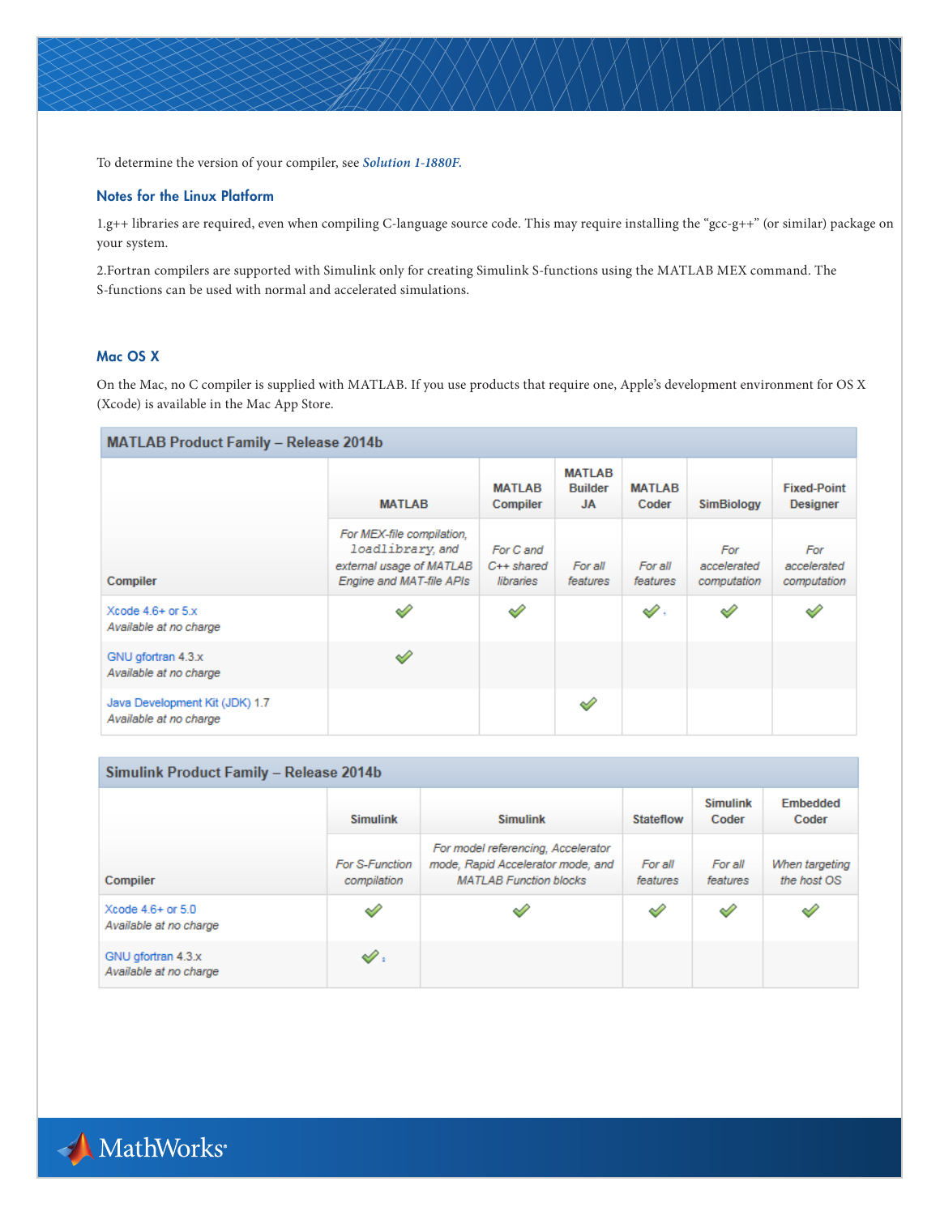To determine the version of your compiler, see ***Solution 1-1880F.***

### Notes for the Linux Platform

1.g++ libraries are required, even when compiling C-language source code. This may require installing the “gcc-g++” (or similar) package on your system.

2.Fortran compilers are supported with Simulink only for creating Simulink S-functions using the MATLAB MEX command. The S-functions can be used with normal and accelerated simulations.

### Mac OS X

On the Mac, no C compiler is supplied with MATLAB. If you use products that require one, Apple’s development environment for OS X (Xcode) is available in the Mac App Store.

**MATLAB Product Family – Release 2014b**

| Compiler | MATLAB<br>*For MEX-file compilation, `loadlibrary`, and external usage of MATLAB Engine and MAT-file APIs* | MATLAB Compiler<br>*For C and C++ shared libraries* | MATLAB Builder JA<br>*For all features* | MATLAB Coder<br>*For all features* | SimBiology<br>*For accelerated computation* | Fixed-Point Designer<br>*For accelerated computation* |
|---|---|---|---|---|---|---|
| Xcode 4.6+ or 5.x<br>*Available at no charge* | ✓ | ✓ | | ✓[1] | ✓ | ✓ |
| GNU gfortran 4.3.x<br>*Available at no charge* | ✓ | | | | | |
| Java Development Kit (JDK) 1.7<br>*Available at no charge* | | | ✓ | | | |

**Simulink Product Family – Release 2014b**

| Compiler | Simulink<br>*For S-Function compilation* | Simulink<br>*For model referencing, Accelerator mode, Rapid Accelerator mode, and MATLAB Function blocks* | Stateflow<br>*For all features* | Simulink Coder<br>*For all features* | Embedded Coder<br>*When targeting the host OS* |
|---|---|---|---|---|---|
| Xcode 4.6+ or 5.0<br>*Available at no charge* | ✓ | ✓ | ✓ | ✓ | ✓ |
| GNU gfortran 4.3.x<br>*Available at no charge* | ✓[2] | | | | |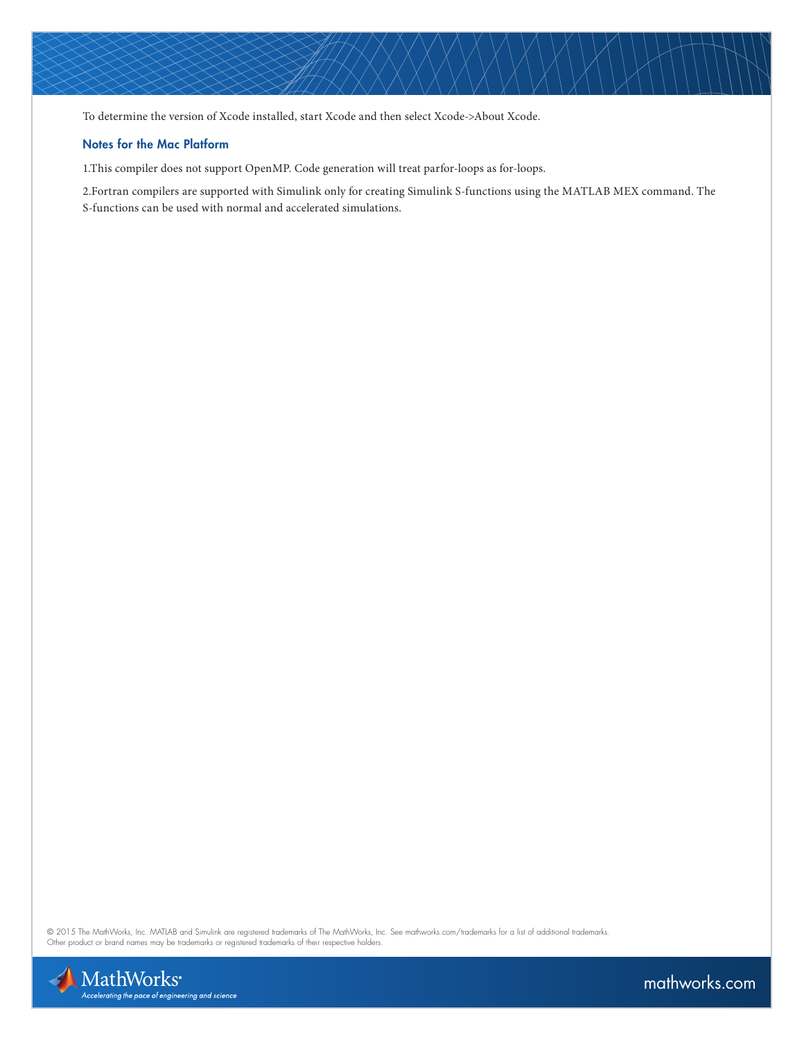To determine the version of Xcode installed, start Xcode and then select Xcode->About Xcode.

### Notes for the Mac Platform

1.This compiler does not support OpenMP. Code generation will treat parfor-loops as for-loops.

2.Fortran compilers are supported with Simulink only for creating Simulink S-functions using the MATLAB MEX command. The S-functions can be used with normal and accelerated simulations.

© 2015 The MathWorks, Inc. MATLAB and Simulink are registered trademarks of The MathWorks, Inc. See mathworks.com/trademarks for a list of additional trademarks. Other product or brand names may be trademarks or registered trademarks of their respective holders.

MathWorks
*Accelerating the pace of engineering and science*

mathworks.com